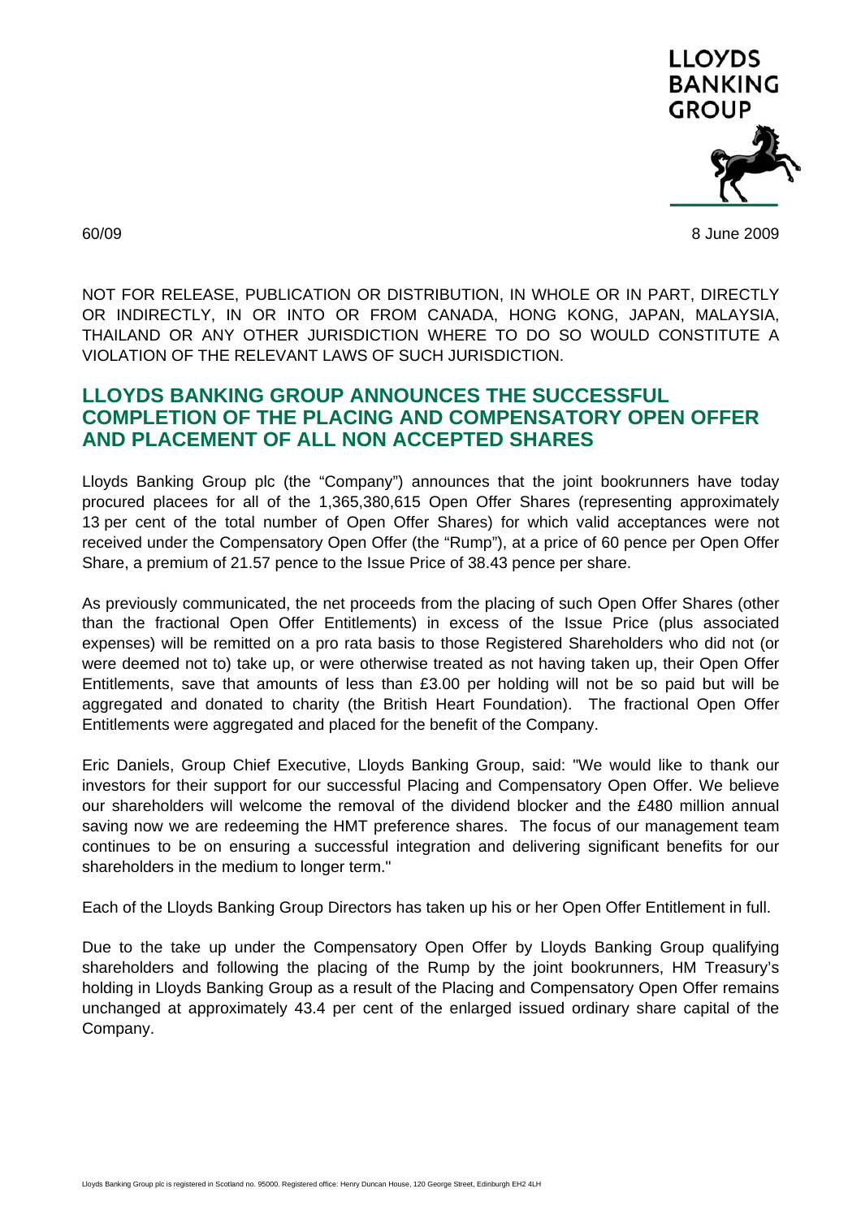LLOYDS BANKING GROUP

60/09 8 June 2009

NOT FOR RELEASE, PUBLICATION OR DISTRIBUTION, IN WHOLE OR IN PART, DIRECTLY OR INDIRECTLY, IN OR INTO OR FROM CANADA, HONG KONG, JAPAN, MALAYSIA, THAILAND OR ANY OTHER JURISDICTION WHERE TO DO SO WOULD CONSTITUTE A VIOLATION OF THE RELEVANT LAWS OF SUCH JURISDICTION.

## LLOYDS BANKING GROUP ANNOUNCES THE SUCCESSFUL COMPLETION OF THE PLACING AND COMPENSATORY OPEN OFFER AND PLACEMENT OF ALL NON ACCEPTED SHARES

Lloyds Banking Group plc (the "Company") announces that the joint bookrunners have today procured placees for all of the 1,365,380,615 Open Offer Shares (representing approximately 13 per cent of the total number of Open Offer Shares) for which valid acceptances were not received under the Compensatory Open Offer (the "Rump"), at a price of 60 pence per Open Offer Share, a premium of 21.57 pence to the Issue Price of 38.43 pence per share.

As previously communicated, the net proceeds from the placing of such Open Offer Shares (other than the fractional Open Offer Entitlements) in excess of the Issue Price (plus associated expenses) will be remitted on a pro rata basis to those Registered Shareholders who did not (or were deemed not to) take up, or were otherwise treated as not having taken up, their Open Offer Entitlements, save that amounts of less than £3.00 per holding will not be so paid but will be aggregated and donated to charity (the British Heart Foundation). The fractional Open Offer Entitlements were aggregated and placed for the benefit of the Company.

Eric Daniels, Group Chief Executive, Lloyds Banking Group, said: "We would like to thank our investors for their support for our successful Placing and Compensatory Open Offer. We believe our shareholders will welcome the removal of the dividend blocker and the £480 million annual saving now we are redeeming the HMT preference shares. The focus of our management team continues to be on ensuring a successful integration and delivering significant benefits for our shareholders in the medium to longer term."

Each of the Lloyds Banking Group Directors has taken up his or her Open Offer Entitlement in full.

Due to the take up under the Compensatory Open Offer by Lloyds Banking Group qualifying shareholders and following the placing of the Rump by the joint bookrunners, HM Treasury's holding in Lloyds Banking Group as a result of the Placing and Compensatory Open Offer remains unchanged at approximately 43.4 per cent of the enlarged issued ordinary share capital of the Company.

Lloyds Banking Group plc is registered in Scotland no. 95000. Registered office: Henry Duncan House, 120 George Street, Edinburgh EH2 4LH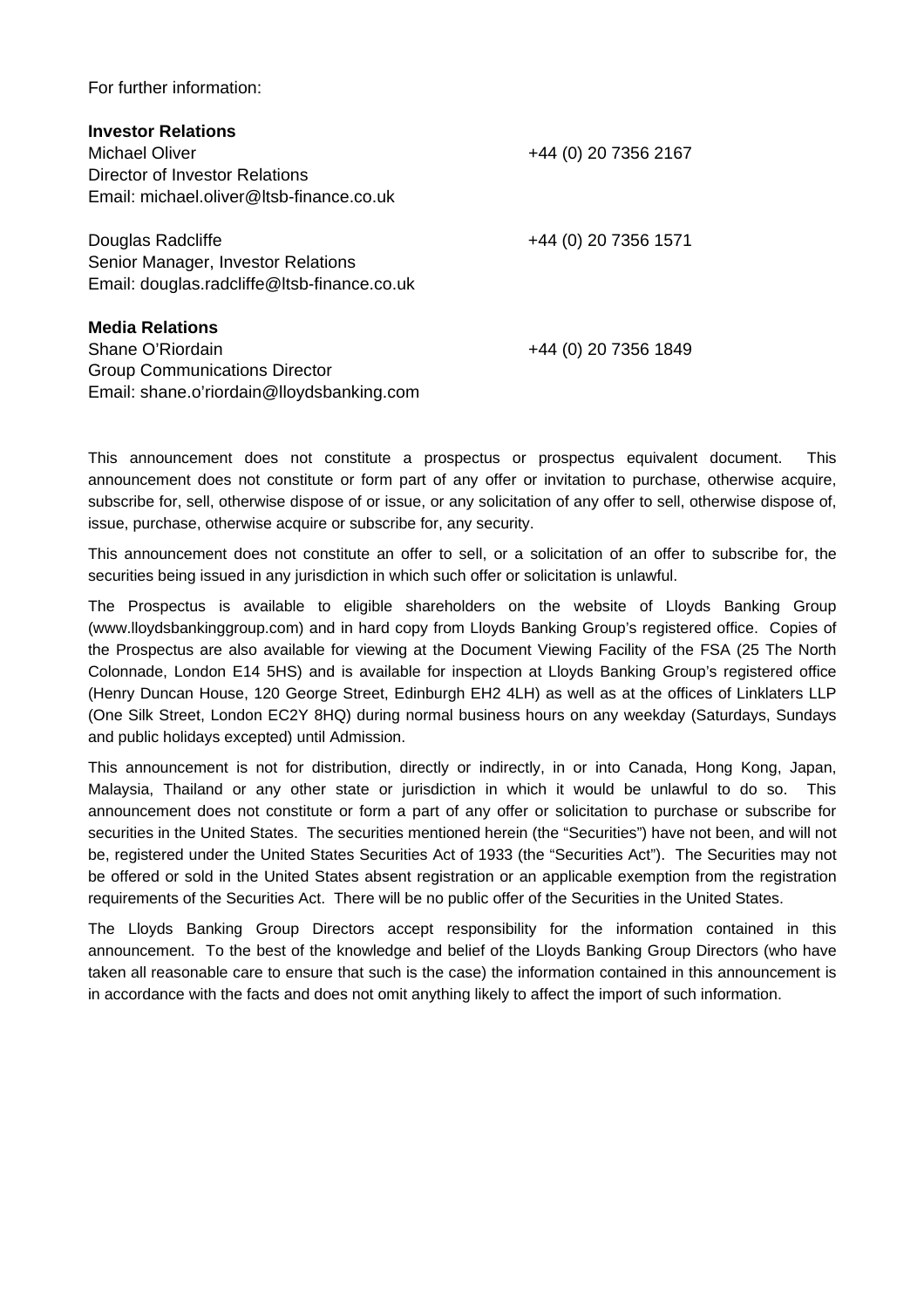For further information:

**Investor Relations**

Michael Oliver +44 (0) 20 7356 2167
Director of Investor Relations
Email: michael.oliver@ltsb-finance.co.uk

Douglas Radcliffe +44 (0) 20 7356 1571
Senior Manager, Investor Relations
Email: douglas.radcliffe@ltsb-finance.co.uk

**Media Relations**

Shane O'Riordain +44 (0) 20 7356 1849
Group Communications Director
Email: shane.o'riordain@lloydsbanking.com

This announcement does not constitute a prospectus or prospectus equivalent document. This announcement does not constitute or form part of any offer or invitation to purchase, otherwise acquire, subscribe for, sell, otherwise dispose of or issue, or any solicitation of any offer to sell, otherwise dispose of, issue, purchase, otherwise acquire or subscribe for, any security.

This announcement does not constitute an offer to sell, or a solicitation of an offer to subscribe for, the securities being issued in any jurisdiction in which such offer or solicitation is unlawful.

The Prospectus is available to eligible shareholders on the website of Lloyds Banking Group (www.lloydsbankinggroup.com) and in hard copy from Lloyds Banking Group's registered office. Copies of the Prospectus are also available for viewing at the Document Viewing Facility of the FSA (25 The North Colonnade, London E14 5HS) and is available for inspection at Lloyds Banking Group's registered office (Henry Duncan House, 120 George Street, Edinburgh EH2 4LH) as well as at the offices of Linklaters LLP (One Silk Street, London EC2Y 8HQ) during normal business hours on any weekday (Saturdays, Sundays and public holidays excepted) until Admission.

This announcement is not for distribution, directly or indirectly, in or into Canada, Hong Kong, Japan, Malaysia, Thailand or any other state or jurisdiction in which it would be unlawful to do so. This announcement does not constitute or form a part of any offer or solicitation to purchase or subscribe for securities in the United States. The securities mentioned herein (the "Securities") have not been, and will not be, registered under the United States Securities Act of 1933 (the "Securities Act"). The Securities may not be offered or sold in the United States absent registration or an applicable exemption from the registration requirements of the Securities Act. There will be no public offer of the Securities in the United States.

The Lloyds Banking Group Directors accept responsibility for the information contained in this announcement. To the best of the knowledge and belief of the Lloyds Banking Group Directors (who have taken all reasonable care to ensure that such is the case) the information contained in this announcement is in accordance with the facts and does not omit anything likely to affect the import of such information.